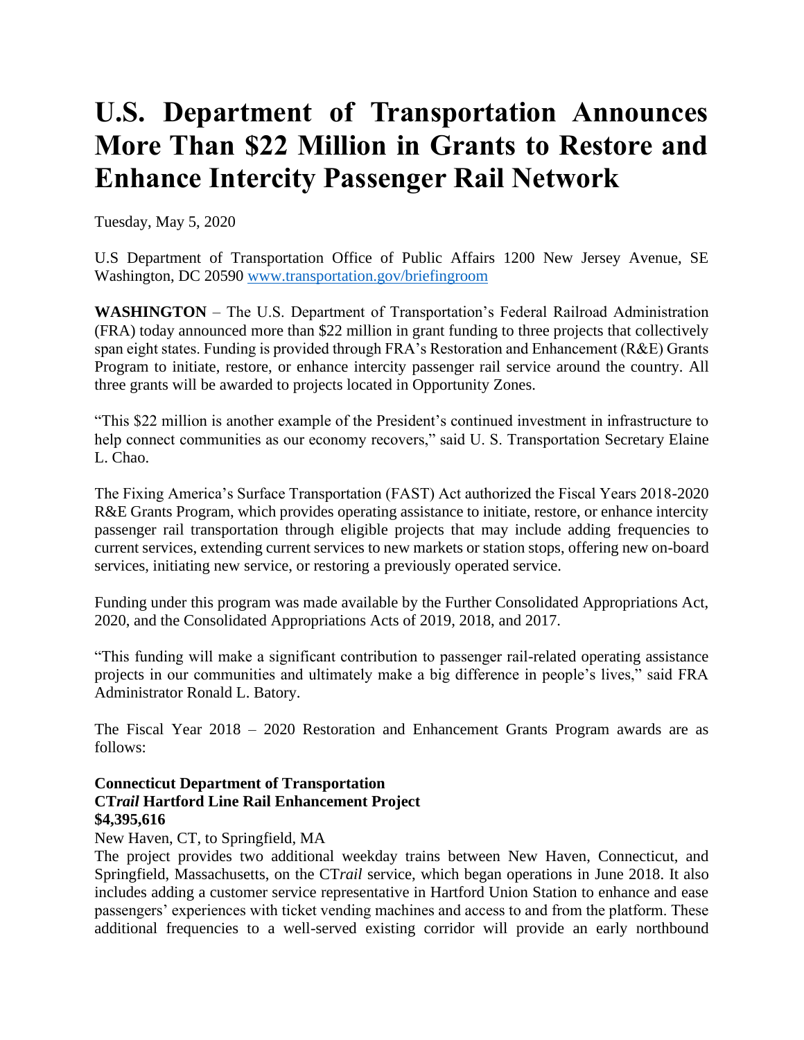# U.S. Department of Transportation Announces More Than $22 Million in Grants to Restore and Enhance Intercity Passenger Rail Network

Tuesday, May 5, 2020

U.S Department of Transportation Office of Public Affairs 1200 New Jersey Avenue, SE Washington, DC 20590 [www.transportation.gov/briefingroom](http://www.transportation.gov/briefingroom)

**WASHINGTON** – The U.S. Department of Transportation's Federal Railroad Administration (FRA) today announced more than $22 million in grant funding to three projects that collectively span eight states. Funding is provided through FRA's Restoration and Enhancement (R&E) Grants Program to initiate, restore, or enhance intercity passenger rail service around the country. All three grants will be awarded to projects located in Opportunity Zones.

"This $22 million is another example of the President's continued investment in infrastructure to help connect communities as our economy recovers," said U. S. Transportation Secretary Elaine L. Chao.

The Fixing America's Surface Transportation (FAST) Act authorized the Fiscal Years 2018-2020 R&E Grants Program, which provides operating assistance to initiate, restore, or enhance intercity passenger rail transportation through eligible projects that may include adding frequencies to current services, extending current services to new markets or station stops, offering new on-board services, initiating new service, or restoring a previously operated service.

Funding under this program was made available by the Further Consolidated Appropriations Act, 2020, and the Consolidated Appropriations Acts of 2019, 2018, and 2017.

"This funding will make a significant contribution to passenger rail-related operating assistance projects in our communities and ultimately make a big difference in people's lives," said FRA Administrator Ronald L. Batory.

The Fiscal Year 2018 – 2020 Restoration and Enhancement Grants Program awards are as follows:

**Connecticut Department of Transportation**
**CT*rail* Hartford Line Rail Enhancement Project**
**$4,395,616**

New Haven, CT, to Springfield, MA

The project provides two additional weekday trains between New Haven, Connecticut, and Springfield, Massachusetts, on the CT*rail* service, which began operations in June 2018. It also includes adding a customer service representative in Hartford Union Station to enhance and ease passengers' experiences with ticket vending machines and access to and from the platform. These additional frequencies to a well-served existing corridor will provide an early northbound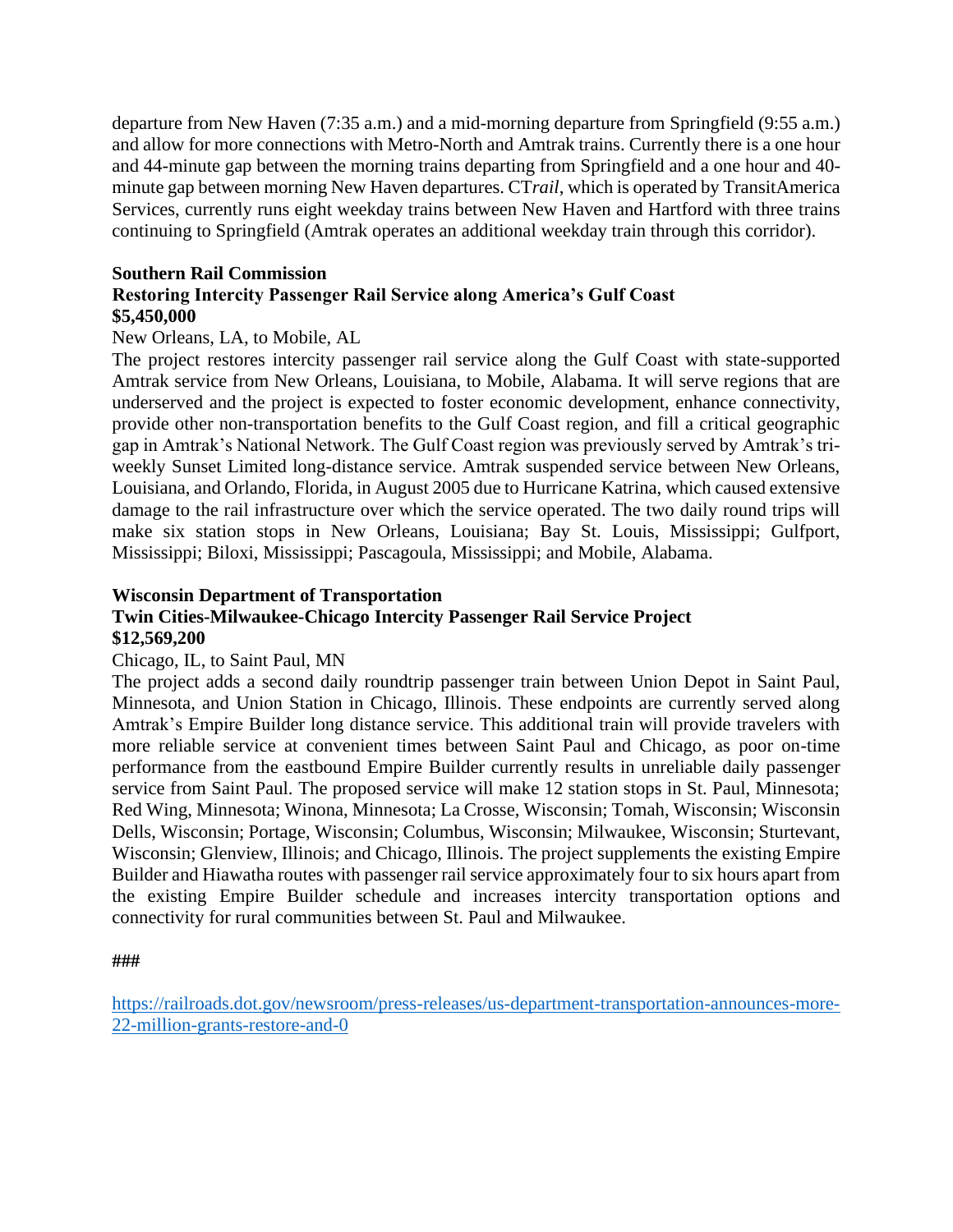departure from New Haven (7:35 a.m.) and a mid-morning departure from Springfield (9:55 a.m.) and allow for more connections with Metro-North and Amtrak trains. Currently there is a one hour and 44-minute gap between the morning trains departing from Springfield and a one hour and 40-minute gap between morning New Haven departures. CT*rail*, which is operated by TransitAmerica Services, currently runs eight weekday trains between New Haven and Hartford with three trains continuing to Springfield (Amtrak operates an additional weekday train through this corridor).

**Southern Rail Commission**
**Restoring Intercity Passenger Rail Service along America's Gulf Coast**
**$5,450,000**

New Orleans, LA, to Mobile, AL

The project restores intercity passenger rail service along the Gulf Coast with state-supported Amtrak service from New Orleans, Louisiana, to Mobile, Alabama. It will serve regions that are underserved and the project is expected to foster economic development, enhance connectivity, provide other non-transportation benefits to the Gulf Coast region, and fill a critical geographic gap in Amtrak's National Network. The Gulf Coast region was previously served by Amtrak's tri-weekly Sunset Limited long-distance service. Amtrak suspended service between New Orleans, Louisiana, and Orlando, Florida, in August 2005 due to Hurricane Katrina, which caused extensive damage to the rail infrastructure over which the service operated. The two daily round trips will make six station stops in New Orleans, Louisiana; Bay St. Louis, Mississippi; Gulfport, Mississippi; Biloxi, Mississippi; Pascagoula, Mississippi; and Mobile, Alabama.

**Wisconsin Department of Transportation**
**Twin Cities-Milwaukee-Chicago Intercity Passenger Rail Service Project**
**$12,569,200**

Chicago, IL, to Saint Paul, MN

The project adds a second daily roundtrip passenger train between Union Depot in Saint Paul, Minnesota, and Union Station in Chicago, Illinois. These endpoints are currently served along Amtrak's Empire Builder long distance service. This additional train will provide travelers with more reliable service at convenient times between Saint Paul and Chicago, as poor on-time performance from the eastbound Empire Builder currently results in unreliable daily passenger service from Saint Paul. The proposed service will make 12 station stops in St. Paul, Minnesota; Red Wing, Minnesota; Winona, Minnesota; La Crosse, Wisconsin; Tomah, Wisconsin; Wisconsin Dells, Wisconsin; Portage, Wisconsin; Columbus, Wisconsin; Milwaukee, Wisconsin; Sturtevant, Wisconsin; Glenview, Illinois; and Chicago, Illinois. The project supplements the existing Empire Builder and Hiawatha routes with passenger rail service approximately four to six hours apart from the existing Empire Builder schedule and increases intercity transportation options and connectivity for rural communities between St. Paul and Milwaukee.

**###**

https://railroads.dot.gov/newsroom/press-releases/us-department-transportation-announces-more-22-million-grants-restore-and-0